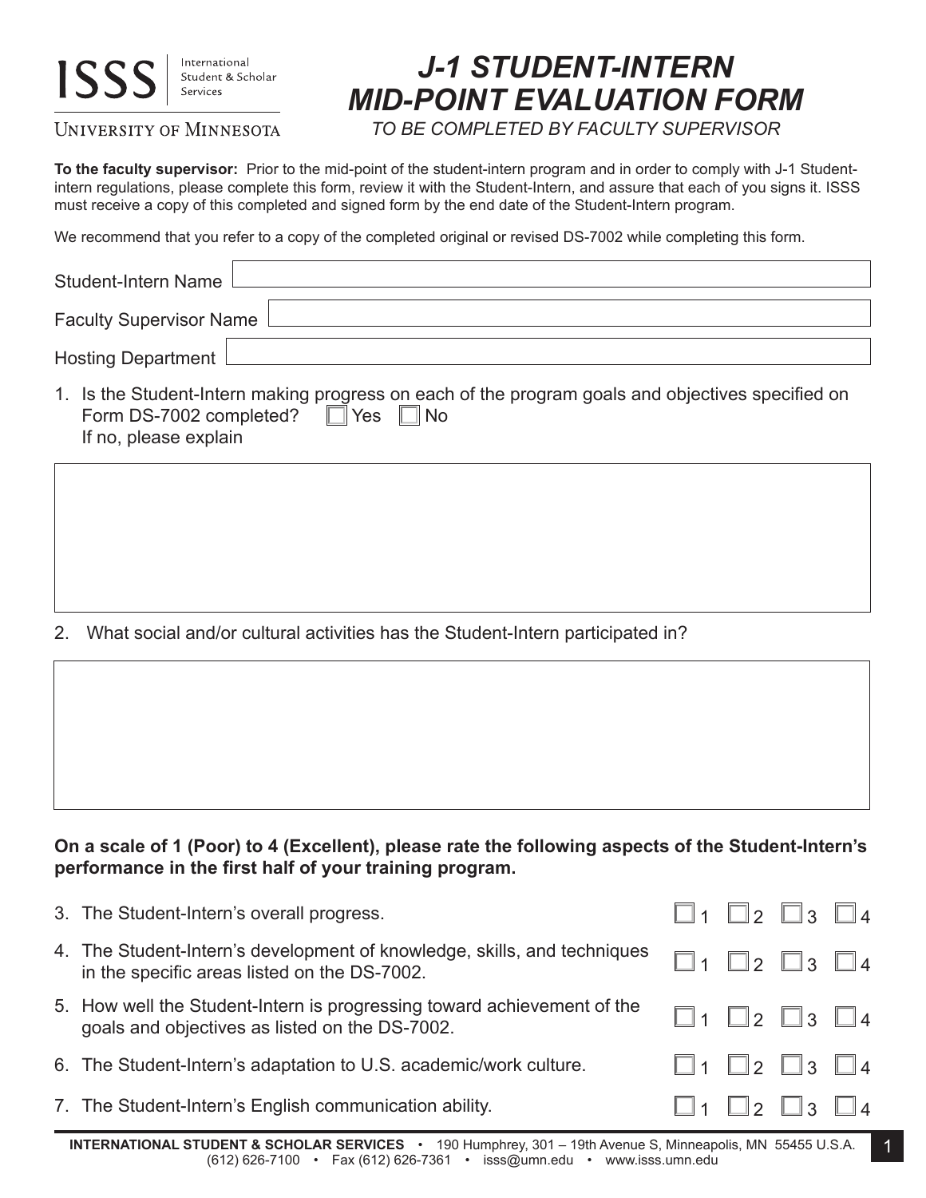ISSS | International Student & Scholar Services

UNIVERSITY OF MINNESOTA

# J-1 STUDENT-INTERN MID-POINT EVALUATION FORM

*TO BE COMPLETED BY FACULTY SUPERVISOR*

**To the faculty supervisor:** Prior to the mid-point of the student-intern program and in order to comply with J-1 Student-intern regulations, please complete this form, review it with the Student-Intern, and assure that each of you signs it. ISSS must receive a copy of this completed and signed form by the end date of the Student-Intern program.

We recommend that you refer to a copy of the completed original or revised DS-7002 while completing this form.

Student-Intern Name ______________________

Faculty Supervisor Name ______________________

Hosting Department ______________________

1. Is the Student-Intern making progress on each of the program goals and objectives specified on Form DS-7002 completed? ☐ Yes ☐ No
   If no, please explain

2. What social and/or cultural activities has the Student-Intern participated in?

**On a scale of 1 (Poor) to 4 (Excellent), please rate the following aspects of the Student-Intern's performance in the first half of your training program.**

3. The Student-Intern's overall progress. ☐ 1 ☐ 2 ☐ 3 ☐ 4
4. The Student-Intern's development of knowledge, skills, and techniques in the specific areas listed on the DS-7002. ☐ 1 ☐ 2 ☐ 3 ☐ 4
5. How well the Student-Intern is progressing toward achievement of the goals and objectives as listed on the DS-7002. ☐ 1 ☐ 2 ☐ 3 ☐ 4
6. The Student-Intern's adaptation to U.S. academic/work culture. ☐ 1 ☐ 2 ☐ 3 ☐ 4
7. The Student-Intern's English communication ability. ☐ 1 ☐ 2 ☐ 3 ☐ 4

**INTERNATIONAL STUDENT & SCHOLAR SERVICES** • 190 Humphrey, 301 – 19th Avenue S, Minneapolis, MN 55455 U.S.A. (612) 626-7100 • Fax (612) 626-7361 • isss@umn.edu • www.isss.umn.edu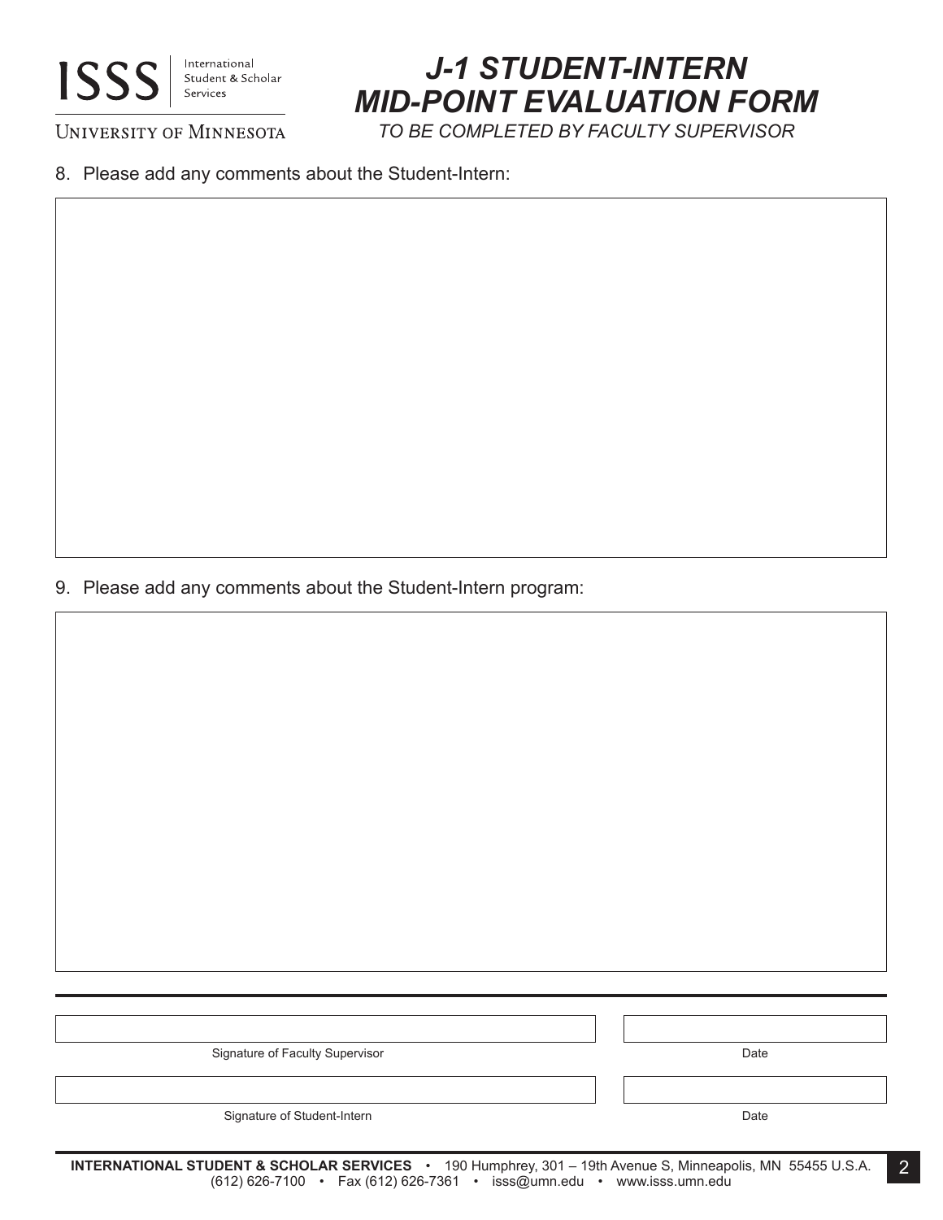ISSS | International Student & Scholar Services

University of Minnesota

# *J-1 STUDENT-INTERN MID-POINT EVALUATION FORM*

*TO BE COMPLETED BY FACULTY SUPERVISOR*

8. Please add any comments about the Student-Intern:

9. Please add any comments about the Student-Intern program:

Signature of Faculty Supervisor

Date

Signature of Student-Intern

Date

**INTERNATIONAL STUDENT & SCHOLAR SERVICES** • 190 Humphrey, 301 – 19th Avenue S, Minneapolis, MN 55455 U.S.A.
(612) 626-7100 • Fax (612) 626-7361 • isss@umn.edu • www.isss.umn.edu